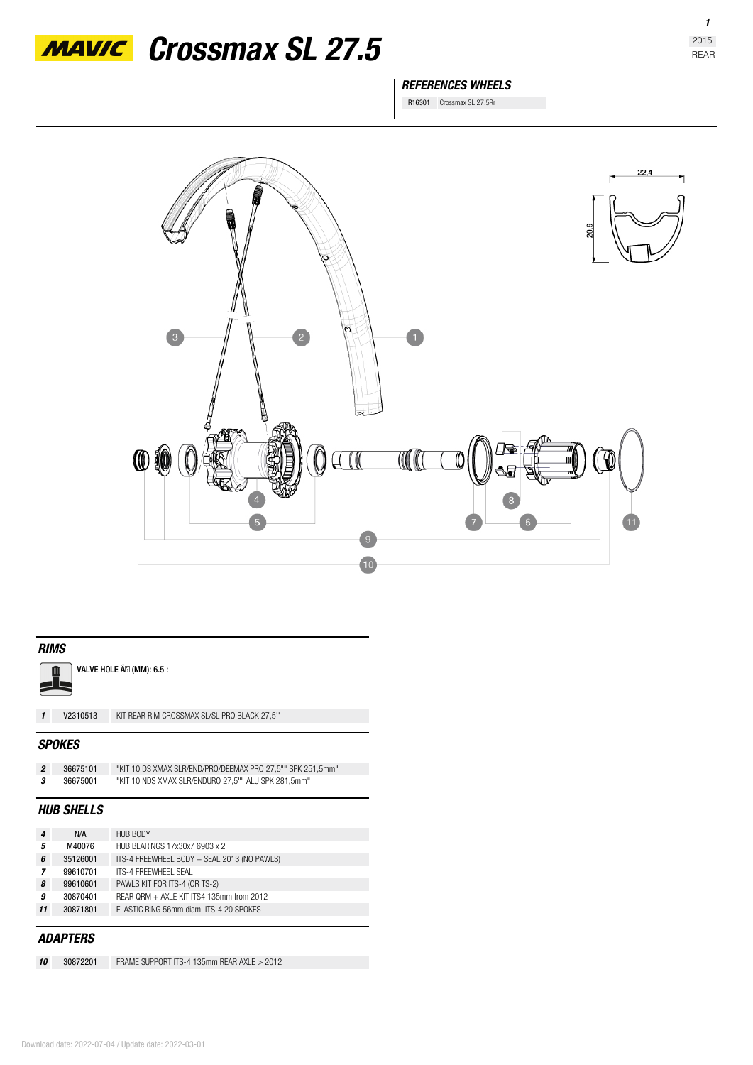# MAVIC Crossmax SL 27.5

2015
REAR

## REFERENCES WHEELS

| R16301 | Crossmax SL 27.5Rr |
|---|---|

22,4

20,9

## RIMS

VALVE HOLE Ã (MM): 6.5 :

| | | |
|---|---|---|
| 1 | V2310513 | KIT REAR RIM CROSSMAX SL/SL PRO BLACK 27,5'' |

## SPOKES

| | | |
|---|---|---|
| 2 | 36675101 | "KIT 10 DS XMAX SLR/END/PRO/DEEMAX PRO 27,5"" SPK 251,5mm" |
| 3 | 36675001 | "KIT 10 NDS XMAX SLR/ENDURO 27,5"" ALU SPK 281,5mm" |

## HUB SHELLS

| | | |
|---|---|---|
| 4 | N/A | HUB BODY |
| 5 | M40076 | HUB BEARINGS 17x30x7 6903 x 2 |
| 6 | 35126001 | ITS-4 FREEWHEEL BODY + SEAL 2013 (NO PAWLS) |
| 7 | 99610701 | ITS-4 FREEWHEEL SEAL |
| 8 | 99610601 | PAWLS KIT FOR ITS-4 (OR TS-2) |
| 9 | 30870401 | REAR QRM + AXLE KIT ITS4 135mm from 2012 |
| 11 | 30871801 | ELASTIC RING 56mm diam. ITS-4 20 SPOKES |

## ADAPTERS

| | | |
|---|---|---|
| 10 | 30872201 | FRAME SUPPORT ITS-4 135mm REAR AXLE > 2012 |

Download date: 2022-07-04 / Update date: 2022-03-01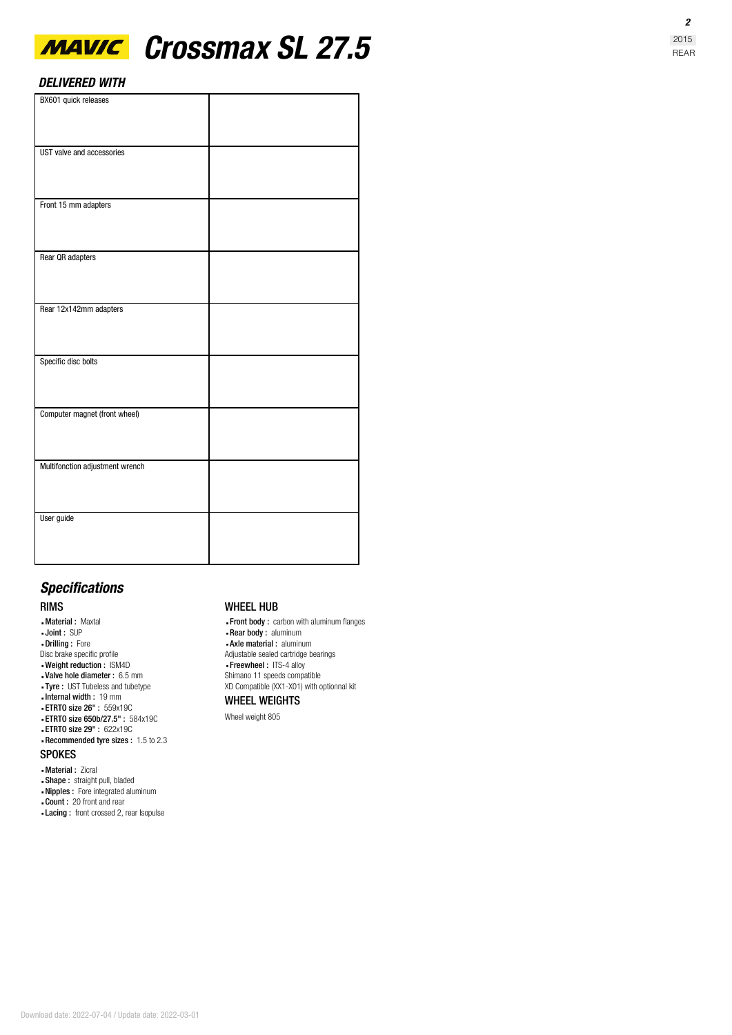# MAVIC Crossmax SL 27.5

2015
REAR

### DELIVERED WITH

| | |
|---|---|
| BX601 quick releases | |
| UST valve and accessories | |
| Front 15 mm adapters | |
| Rear QR adapters | |
| Rear 12x142mm adapters | |
| Specific disc bolts | |
| Computer magnet (front wheel) | |
| Multifonction adjustment wrench | |
| User guide | |

## Specifications

### RIMS

- **Material :** Maxtal
- **Joint :** SUP
- **Drilling :** Fore

Disc brake specific profile

- **Weight reduction :** ISM4D
- **Valve hole diameter :** 6.5 mm
- **Tyre :** UST Tubeless and tubetype
- **Internal width :** 19 mm
- **ETRTO size 26" :** 559x19C
- **ETRTO size 650b/27.5" :** 584x19C
- **ETRTO size 29" :** 622x19C
- **Recommended tyre sizes :** 1.5 to 2.3

### SPOKES

- **Material :** Zicral
- **Shape :** straight pull, bladed
- **Nipples :** Fore integrated aluminum
- **Count :** 20 front and rear
- **Lacing :** front crossed 2, rear Isopulse

### WHEEL HUB

- **Front body :** carbon with aluminum flanges
- **Rear body :** aluminum
- **Axle material :** aluminum

Adjustable sealed cartridge bearings

- **Freewheel :** ITS-4 alloy

Shimano 11 speeds compatible

XD Compatible (XX1-X01) with optionnal kit

### WHEEL WEIGHTS

Wheel weight 805

Download date: 2022-07-04 / Update date: 2022-03-01